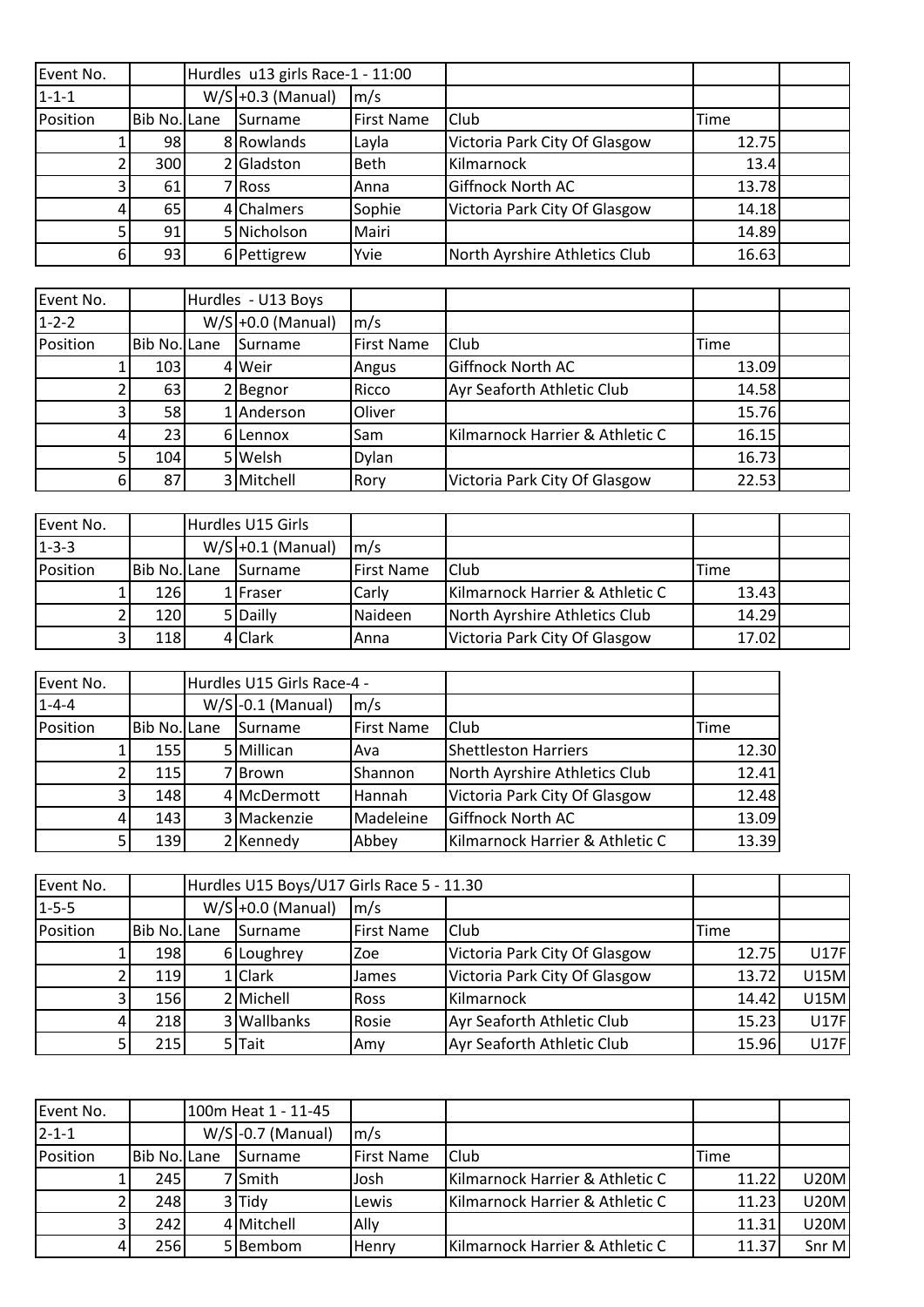| Event No. | | | Hurdles u13 girls Race-1 - 11:00 | | | | |
|---|---|---|---|---|---|---|---|
| 1-1-1 | | W/S | +0.3 (Manual) | m/s | | | |
| Position | Bib No. | Lane | Surname | First Name | Club | Time | |
| 1 | 98 | 8 | Rowlands | Layla | Victoria Park City Of Glasgow | 12.75 | |
| 2 | 300 | 2 | Gladston | Beth | Kilmarnock | 13.4 | |
| 3 | 61 | 7 | Ross | Anna | Giffnock North AC | 13.78 | |
| 4 | 65 | 4 | Chalmers | Sophie | Victoria Park City Of Glasgow | 14.18 | |
| 5 | 91 | 5 | Nicholson | Mairi | | 14.89 | |
| 6 | 93 | 6 | Pettigrew | Yvie | North Ayrshire Athletics Club | 16.63 | |

| Event No. | | | Hurdles - U13 Boys | | | | |
|---|---|---|---|---|---|---|---|
| 1-2-2 | | W/S | +0.0 (Manual) | m/s | | | |
| Position | Bib No. | Lane | Surname | First Name | Club | Time | |
| 1 | 103 | 4 | Weir | Angus | Giffnock North AC | 13.09 | |
| 2 | 63 | 2 | Begnor | Ricco | Ayr Seaforth Athletic Club | 14.58 | |
| 3 | 58 | 1 | Anderson | Oliver | | 15.76 | |
| 4 | 23 | 6 | Lennox | Sam | Kilmarnock Harrier & Athletic C | 16.15 | |
| 5 | 104 | 5 | Welsh | Dylan | | 16.73 | |
| 6 | 87 | 3 | Mitchell | Rory | Victoria Park City Of Glasgow | 22.53 | |

| Event No. | | | Hurdles U15 Girls | | | | |
|---|---|---|---|---|---|---|---|
| 1-3-3 | | W/S | +0.1 (Manual) | m/s | | | |
| Position | Bib No. | Lane | Surname | First Name | Club | Time | |
| 1 | 126 | 1 | Fraser | Carly | Kilmarnock Harrier & Athletic C | 13.43 | |
| 2 | 120 | 5 | Dailly | Naideen | North Ayrshire Athletics Club | 14.29 | |
| 3 | 118 | 4 | Clark | Anna | Victoria Park City Of Glasgow | 17.02 | |

| Event No. | | | Hurdles U15 Girls Race-4 - | | | |
|---|---|---|---|---|---|---|
| 1-4-4 | | W/S | -0.1 (Manual) | m/s | | |
| Position | Bib No. | Lane | Surname | First Name | Club | Time |
| 1 | 155 | 5 | Millican | Ava | Shettleston Harriers | 12.30 |
| 2 | 115 | 7 | Brown | Shannon | North Ayrshire Athletics Club | 12.41 |
| 3 | 148 | 4 | McDermott | Hannah | Victoria Park City Of Glasgow | 12.48 |
| 4 | 143 | 3 | Mackenzie | Madeleine | Giffnock North AC | 13.09 |
| 5 | 139 | 2 | Kennedy | Abbey | Kilmarnock Harrier & Athletic C | 13.39 |

| Event No. | | | Hurdles U15 Boys/U17 Girls Race 5 - 11.30 | | | | |
|---|---|---|---|---|---|---|---|
| 1-5-5 | | W/S | +0.0 (Manual) | m/s | | | |
| Position | Bib No. | Lane | Surname | First Name | Club | Time | |
| 1 | 198 | 6 | Loughrey | Zoe | Victoria Park City Of Glasgow | 12.75 | U17F |
| 2 | 119 | 1 | Clark | James | Victoria Park City Of Glasgow | 13.72 | U15M |
| 3 | 156 | 2 | Michell | Ross | Kilmarnock | 14.42 | U15M |
| 4 | 218 | 3 | Wallbanks | Rosie | Ayr Seaforth Athletic Club | 15.23 | U17F |
| 5 | 215 | 5 | Tait | Amy | Ayr Seaforth Athletic Club | 15.96 | U17F |

| Event No. | | | 100m Heat 1 - 11-45 | | | | |
|---|---|---|---|---|---|---|---|
| 2-1-1 | | W/S | -0.7 (Manual) | m/s | | | |
| Position | Bib No. | Lane | Surname | First Name | Club | Time | |
| 1 | 245 | 7 | Smith | Josh | Kilmarnock Harrier & Athletic C | 11.22 | U20M |
| 2 | 248 | 3 | Tidy | Lewis | Kilmarnock Harrier & Athletic C | 11.23 | U20M |
| 3 | 242 | 4 | Mitchell | Ally | | 11.31 | U20M |
| 4 | 256 | 5 | Bembom | Henry | Kilmarnock Harrier & Athletic C | 11.37 | Snr M |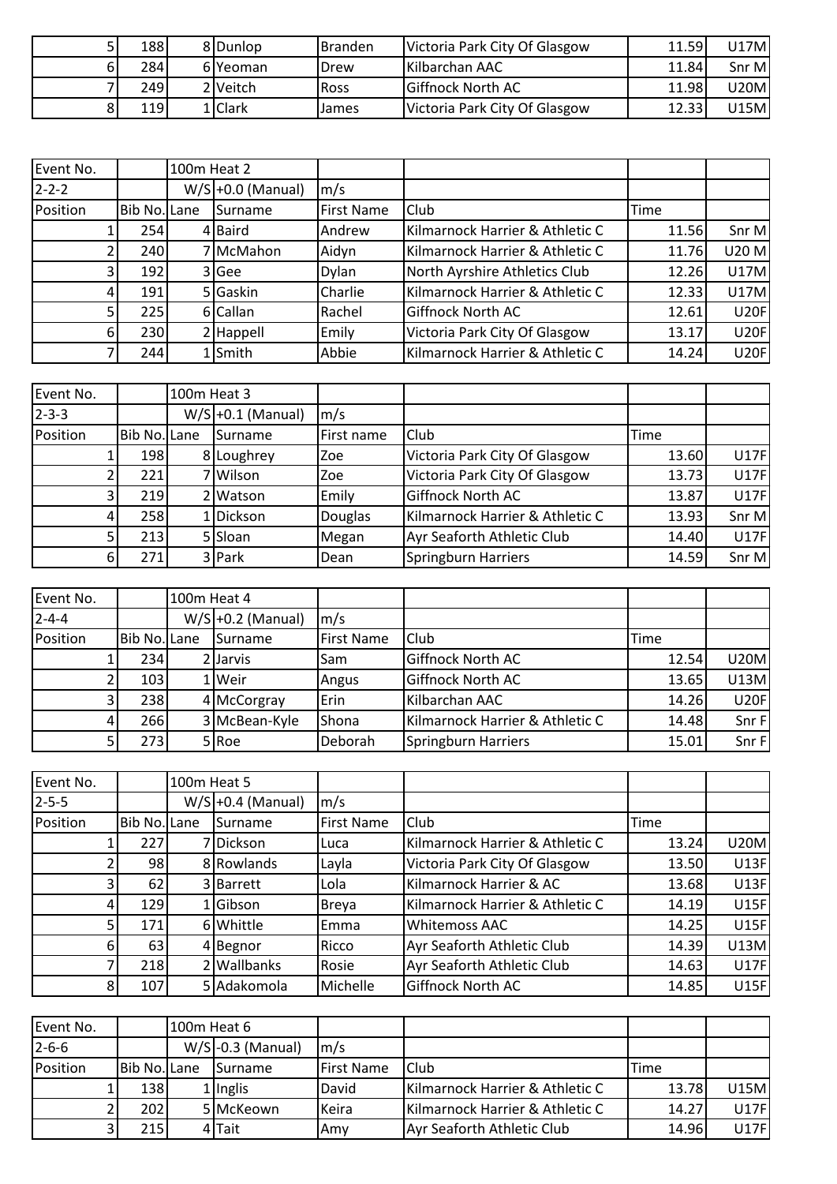| | | | | | | | |
|---|---|---|---|---|---|---|---|
| 5 | 188 | 8 | Dunlop | Branden | Victoria Park City Of Glasgow | 11.59 | U17M |
| 6 | 284 | 6 | Yeoman | Drew | Kilbarchan AAC | 11.84 | Snr M |
| 7 | 249 | 2 | Veitch | Ross | Giffnock North AC | 11.98 | U20M |
| 8 | 119 | 1 | Clark | James | Victoria Park City Of Glasgow | 12.33 | U15M |

| Event No. | | 100m Heat 2 | | | | | |
|---|---|---|---|---|---|---|---|
| 2-2-2 | | W/S | +0.0 (Manual) | m/s | | | |
| Position | Bib No. | Lane | Surname | First Name | Club | Time | |
| 1 | 254 | 4 | Baird | Andrew | Kilmarnock Harrier & Athletic C | 11.56 | Snr M |
| 2 | 240 | 7 | McMahon | Aidyn | Kilmarnock Harrier & Athletic C | 11.76 | U20 M |
| 3 | 192 | 3 | Gee | Dylan | North Ayrshire Athletics Club | 12.26 | U17M |
| 4 | 191 | 5 | Gaskin | Charlie | Kilmarnock Harrier & Athletic C | 12.33 | U17M |
| 5 | 225 | 6 | Callan | Rachel | Giffnock North AC | 12.61 | U20F |
| 6 | 230 | 2 | Happell | Emily | Victoria Park City Of Glasgow | 13.17 | U20F |
| 7 | 244 | 1 | Smith | Abbie | Kilmarnock Harrier & Athletic C | 14.24 | U20F |

| Event No. | | 100m Heat 3 | | | | | |
|---|---|---|---|---|---|---|---|
| 2-3-3 | | W/S | +0.1 (Manual) | m/s | | | |
| Position | Bib No. | Lane | Surname | First name | Club | Time | |
| 1 | 198 | 8 | Loughrey | Zoe | Victoria Park City Of Glasgow | 13.60 | U17F |
| 2 | 221 | 7 | Wilson | Zoe | Victoria Park City Of Glasgow | 13.73 | U17F |
| 3 | 219 | 2 | Watson | Emily | Giffnock North AC | 13.87 | U17F |
| 4 | 258 | 1 | Dickson | Douglas | Kilmarnock Harrier & Athletic C | 13.93 | Snr M |
| 5 | 213 | 5 | Sloan | Megan | Ayr Seaforth Athletic Club | 14.40 | U17F |
| 6 | 271 | 3 | Park | Dean | Springburn Harriers | 14.59 | Snr M |

| Event No. | | 100m Heat 4 | | | | | |
|---|---|---|---|---|---|---|---|
| 2-4-4 | | W/S | +0.2 (Manual) | m/s | | | |
| Position | Bib No. | Lane | Surname | First Name | Club | Time | |
| 1 | 234 | 2 | Jarvis | Sam | Giffnock North AC | 12.54 | U20M |
| 2 | 103 | 1 | Weir | Angus | Giffnock North AC | 13.65 | U13M |
| 3 | 238 | 4 | McCorgray | Erin | Kilbarchan AAC | 14.26 | U20F |
| 4 | 266 | 3 | McBean-Kyle | Shona | Kilmarnock Harrier & Athletic C | 14.48 | Snr F |
| 5 | 273 | 5 | Roe | Deborah | Springburn Harriers | 15.01 | Snr F |

| Event No. | | 100m Heat 5 | | | | | |
|---|---|---|---|---|---|---|---|
| 2-5-5 | | W/S | +0.4 (Manual) | m/s | | | |
| Position | Bib No. | Lane | Surname | First Name | Club | Time | |
| 1 | 227 | 7 | Dickson | Luca | Kilmarnock Harrier & Athletic C | 13.24 | U20M |
| 2 | 98 | 8 | Rowlands | Layla | Victoria Park City Of Glasgow | 13.50 | U13F |
| 3 | 62 | 3 | Barrett | Lola | Kilmarnock Harrier & AC | 13.68 | U13F |
| 4 | 129 | 1 | Gibson | Breya | Kilmarnock Harrier & Athletic C | 14.19 | U15F |
| 5 | 171 | 6 | Whittle | Emma | Whitemoss AAC | 14.25 | U15F |
| 6 | 63 | 4 | Begnor | Ricco | Ayr Seaforth Athletic Club | 14.39 | U13M |
| 7 | 218 | 2 | Wallbanks | Rosie | Ayr Seaforth Athletic Club | 14.63 | U17F |
| 8 | 107 | 5 | Adakomola | Michelle | Giffnock North AC | 14.85 | U15F |

| Event No. | | 100m Heat 6 | | | | | |
|---|---|---|---|---|---|---|---|
| 2-6-6 | | W/S | -0.3 (Manual) | m/s | | | |
| Position | Bib No. | Lane | Surname | First Name | Club | Time | |
| 1 | 138 | 1 | Inglis | David | Kilmarnock Harrier & Athletic C | 13.78 | U15M |
| 2 | 202 | 5 | McKeown | Keira | Kilmarnock Harrier & Athletic C | 14.27 | U17F |
| 3 | 215 | 4 | Tait | Amy | Ayr Seaforth Athletic Club | 14.96 | U17F |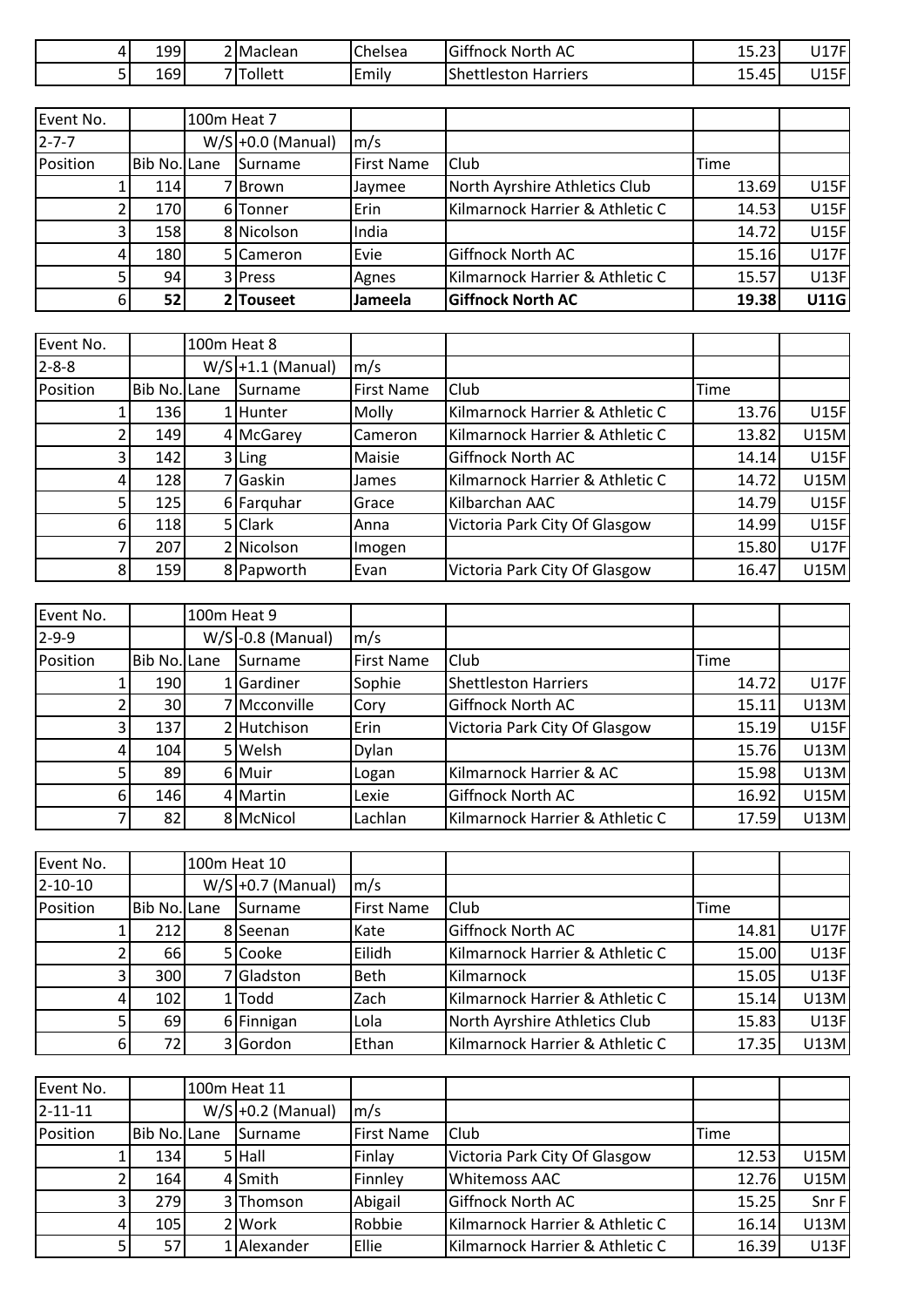| | | | | | | | |
|---|---|---|---|---|---|---|---|
| 4 | 199 | 2 | Maclean | Chelsea | Giffnock North AC | 15.23 | U17F |
| 5 | 169 | 7 | Tollett | Emily | Shettleston Harriers | 15.45 | U15F |

| Event No. | | 100m Heat 7 | | | | | |
|---|---|---|---|---|---|---|---|
| 2-7-7 | | W/S | +0.0 (Manual) | m/s | | | |
| Position | Bib No. | Lane | Surname | First Name | Club | Time | |
| 1 | 114 | 7 | Brown | Jaymee | North Ayrshire Athletics Club | 13.69 | U15F |
| 2 | 170 | 6 | Tonner | Erin | Kilmarnock Harrier & Athletic C | 14.53 | U15F |
| 3 | 158 | 8 | Nicolson | India | | 14.72 | U15F |
| 4 | 180 | 5 | Cameron | Evie | Giffnock North AC | 15.16 | U17F |
| 5 | 94 | 3 | Press | Agnes | Kilmarnock Harrier & Athletic C | 15.57 | U13F |
| **6** | **52** | **2** | **Touseet** | **Jameela** | **Giffnock North AC** | **19.38** | **U11G** |

| Event No. | | 100m Heat 8 | | | | | |
|---|---|---|---|---|---|---|---|
| 2-8-8 | | W/S | +1.1 (Manual) | m/s | | | |
| Position | Bib No. | Lane | Surname | First Name | Club | Time | |
| 1 | 136 | 1 | Hunter | Molly | Kilmarnock Harrier & Athletic C | 13.76 | U15F |
| 2 | 149 | 4 | McGarey | Cameron | Kilmarnock Harrier & Athletic C | 13.82 | U15M |
| 3 | 142 | 3 | Ling | Maisie | Giffnock North AC | 14.14 | U15F |
| 4 | 128 | 7 | Gaskin | James | Kilmarnock Harrier & Athletic C | 14.72 | U15M |
| 5 | 125 | 6 | Farquhar | Grace | Kilbarchan AAC | 14.79 | U15F |
| 6 | 118 | 5 | Clark | Anna | Victoria Park City Of Glasgow | 14.99 | U15F |
| 7 | 207 | 2 | Nicolson | Imogen | | 15.80 | U17F |
| 8 | 159 | 8 | Papworth | Evan | Victoria Park City Of Glasgow | 16.47 | U15M |

| Event No. | | 100m Heat 9 | | | | | |
|---|---|---|---|---|---|---|---|
| 2-9-9 | | W/S | -0.8 (Manual) | m/s | | | |
| Position | Bib No. | Lane | Surname | First Name | Club | Time | |
| 1 | 190 | 1 | Gardiner | Sophie | Shettleston Harriers | 14.72 | U17F |
| 2 | 30 | 7 | Mcconville | Cory | Giffnock North AC | 15.11 | U13M |
| 3 | 137 | 2 | Hutchison | Erin | Victoria Park City Of Glasgow | 15.19 | U15F |
| 4 | 104 | 5 | Welsh | Dylan | | 15.76 | U13M |
| 5 | 89 | 6 | Muir | Logan | Kilmarnock Harrier & AC | 15.98 | U13M |
| 6 | 146 | 4 | Martin | Lexie | Giffnock North AC | 16.92 | U15M |
| 7 | 82 | 8 | McNicol | Lachlan | Kilmarnock Harrier & Athletic C | 17.59 | U13M |

| Event No. | | 100m Heat 10 | | | | | |
|---|---|---|---|---|---|---|---|
| 2-10-10 | | W/S | +0.7 (Manual) | m/s | | | |
| Position | Bib No. | Lane | Surname | First Name | Club | Time | |
| 1 | 212 | 8 | Seenan | Kate | Giffnock North AC | 14.81 | U17F |
| 2 | 66 | 5 | Cooke | Eilidh | Kilmarnock Harrier & Athletic C | 15.00 | U13F |
| 3 | 300 | 7 | Gladston | Beth | Kilmarnock | 15.05 | U13F |
| 4 | 102 | 1 | Todd | Zach | Kilmarnock Harrier & Athletic C | 15.14 | U13M |
| 5 | 69 | 6 | Finnigan | Lola | North Ayrshire Athletics Club | 15.83 | U13F |
| 6 | 72 | 3 | Gordon | Ethan | Kilmarnock Harrier & Athletic C | 17.35 | U13M |

| Event No. | | 100m Heat 11 | | | | | |
|---|---|---|---|---|---|---|---|
| 2-11-11 | | W/S | +0.2 (Manual) | m/s | | | |
| Position | Bib No. | Lane | Surname | First Name | Club | Time | |
| 1 | 134 | 5 | Hall | Finlay | Victoria Park City Of Glasgow | 12.53 | U15M |
| 2 | 164 | 4 | Smith | Finnley | Whitemoss AAC | 12.76 | U15M |
| 3 | 279 | 3 | Thomson | Abigail | Giffnock North AC | 15.25 | Snr F |
| 4 | 105 | 2 | Work | Robbie | Kilmarnock Harrier & Athletic C | 16.14 | U13M |
| 5 | 57 | 1 | Alexander | Ellie | Kilmarnock Harrier & Athletic C | 16.39 | U13F |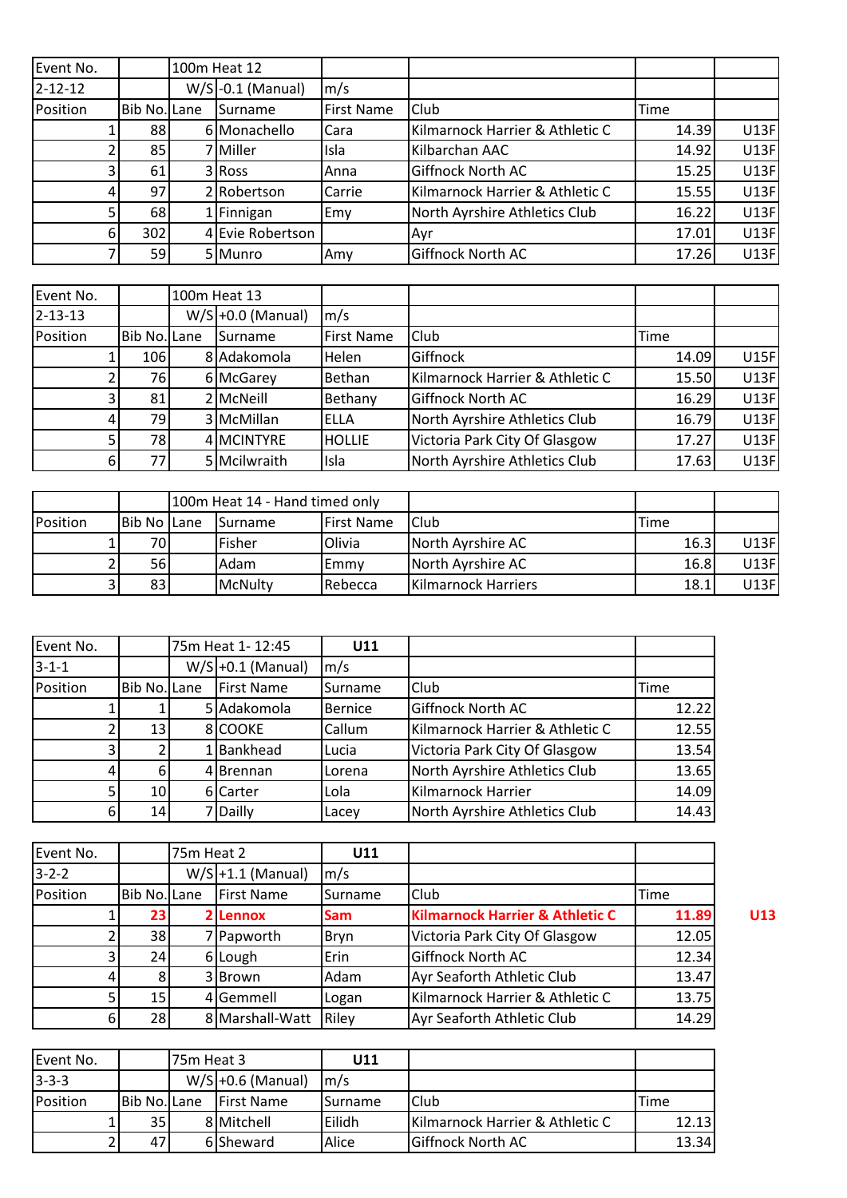| Event No. | | 100m Heat 12 | | | | |
|---|---|---|---|---|---|---|
| 2-12-12 | | W/S -0.1 (Manual) | m/s | | | |
| Position | Bib No. | Lane | Surname | First Name | Club | Time | |
| 1 | 88 | 6 | Monachello | Cara | Kilmarnock Harrier & Athletic C | 14.39 | U13F |
| 2 | 85 | 7 | Miller | Isla | Kilbarchan AAC | 14.92 | U13F |
| 3 | 61 | 3 | Ross | Anna | Giffnock North AC | 15.25 | U13F |
| 4 | 97 | 2 | Robertson | Carrie | Kilmarnock Harrier & Athletic C | 15.55 | U13F |
| 5 | 68 | 1 | Finnigan | Emy | North Ayrshire Athletics Club | 16.22 | U13F |
| 6 | 302 | 4 | Evie Robertson | | Ayr | 17.01 | U13F |
| 7 | 59 | 5 | Munro | Amy | Giffnock North AC | 17.26 | U13F |

| Event No. | | | 100m Heat 13 | | | | |
|---|---|---|---|---|---|---|---|
| 2-13-13 | | | W/S +0.0 (Manual) | m/s | | | |
| Position | Bib No. | Lane | Surname | First Name | Club | Time | |
| 1 | 106 | 8 | Adakomola | Helen | Giffnock | 14.09 | U15F |
| 2 | 76 | 6 | McGarey | Bethan | Kilmarnock Harrier & Athletic C | 15.50 | U13F |
| 3 | 81 | 2 | McNeill | Bethany | Giffnock North AC | 16.29 | U13F |
| 4 | 79 | 3 | McMillan | ELLA | North Ayrshire Athletics Club | 16.79 | U13F |
| 5 | 78 | 4 | MCINTYRE | HOLLIE | Victoria Park City Of Glasgow | 17.27 | U13F |
| 6 | 77 | 5 | Mcilwraith | Isla | North Ayrshire Athletics Club | 17.63 | U13F |

| | | | 100m Heat 14 - Hand timed only | | | | |
|---|---|---|---|---|---|---|---|
| Position | Bib No | Lane | Surname | First Name | Club | Time | |
| 1 | 70 | | Fisher | Olivia | North Ayrshire AC | 16.3 | U13F |
| 2 | 56 | | Adam | Emmy | North Ayrshire AC | 16.8 | U13F |
| 3 | 83 | | McNulty | Rebecca | Kilmarnock Harriers | 18.1 | U13F |

| Event No. | | | 75m Heat 1- 12:45 | U11 | | |
|---|---|---|---|---|---|---|
| 3-1-1 | | | W/S +0.1 (Manual) | m/s | | |
| Position | Bib No. | Lane | First Name | Surname | Club | Time |
| 1 | 1 | 5 | Adakomola | Bernice | Giffnock North AC | 12.22 |
| 2 | 13 | 8 | COOKE | Callum | Kilmarnock Harrier & Athletic C | 12.55 |
| 3 | 2 | 1 | Bankhead | Lucia | Victoria Park City Of Glasgow | 13.54 |
| 4 | 6 | 4 | Brennan | Lorena | North Ayrshire Athletics Club | 13.65 |
| 5 | 10 | 6 | Carter | Lola | Kilmarnock Harrier | 14.09 |
| 6 | 14 | 7 | Dailly | Lacey | North Ayrshire Athletics Club | 14.43 |

| Event No. | | | 75m Heat 2 | U11 | | | |
|---|---|---|---|---|---|---|---|
| 3-2-2 | | | W/S +1.1 (Manual) | m/s | | | |
| Position | Bib No. | Lane | First Name | Surname | Club | Time | |
| 1 | **23** | **2** | **Lennox** | **Sam** | **Kilmarnock Harrier & Athletic C** | **11.89** | **U13** |
| 2 | 38 | 7 | Papworth | Bryn | Victoria Park City Of Glasgow | 12.05 | |
| 3 | 24 | 6 | Lough | Erin | Giffnock North AC | 12.34 | |
| 4 | 8 | 3 | Brown | Adam | Ayr Seaforth Athletic Club | 13.47 | |
| 5 | 15 | 4 | Gemmell | Logan | Kilmarnock Harrier & Athletic C | 13.75 | |
| 6 | 28 | 8 | Marshall-Watt | Riley | Ayr Seaforth Athletic Club | 14.29 | |

| Event No. | | | 75m Heat 3 | U11 | | |
|---|---|---|---|---|---|---|
| 3-3-3 | | | W/S +0.6 (Manual) | m/s | | |
| Position | Bib No. | Lane | First Name | Surname | Club | Time |
| 1 | 35 | 8 | Mitchell | Eilidh | Kilmarnock Harrier & Athletic C | 12.13 |
| 2 | 47 | 6 | Sheward | Alice | Giffnock North AC | 13.34 |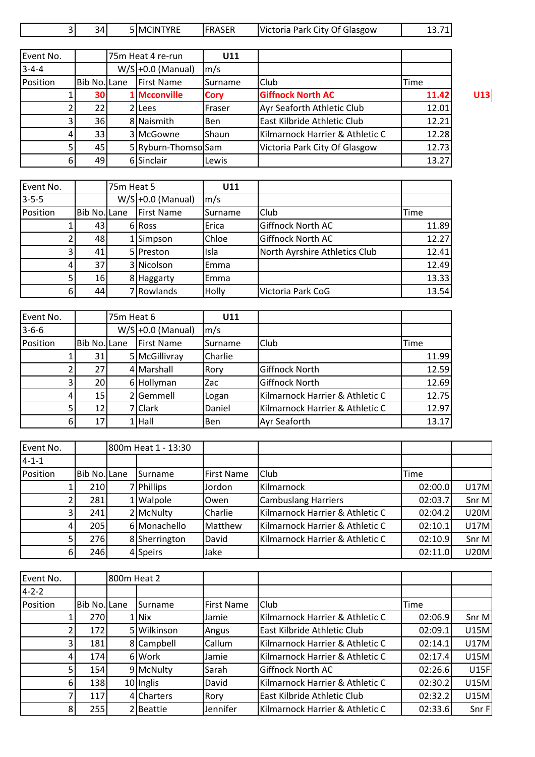| | | | | | | |
|---|---|---|---|---|---|---|
| 3 | 34 | 5 | MCINTYRE | FRASER | Victoria Park City Of Glasgow | 13.71 |

| Event No. | | 75m Heat 4 re-run | | U11 | | | |
|---|---|---|---|---|---|---|---|
| 3-4-4 | | W/S | +0.0 (Manual) | m/s | | | |
| Position | Bib No. | Lane | First Name | Surname | Club | Time | |
| 1 | **30** | **1** | **Mcconville** | **Cory** | **Giffnock North AC** | **11.42** | **U13** |
| 2 | 22 | 2 | Lees | Fraser | Ayr Seaforth Athletic Club | 12.01 | |
| 3 | 36 | 8 | Naismith | Ben | East Kilbride Athletic Club | 12.21 | |
| 4 | 33 | 3 | McGowne | Shaun | Kilmarnock Harrier & Athletic C | 12.28 | |
| 5 | 45 | 5 | Ryburn-Thomso | Sam | Victoria Park City Of Glasgow | 12.73 | |
| 6 | 49 | 6 | Sinclair | Lewis | | 13.27 | |

| Event No. | | 75m Heat 5 | | U11 | | |
|---|---|---|---|---|---|---|
| 3-5-5 | | W/S | +0.0 (Manual) | m/s | | |
| Position | Bib No. | Lane | First Name | Surname | Club | Time |
| 1 | 43 | 6 | Ross | Erica | Giffnock North AC | 11.89 |
| 2 | 48 | 1 | Simpson | Chloe | Giffnock North AC | 12.27 |
| 3 | 41 | 5 | Preston | Isla | North Ayrshire Athletics Club | 12.41 |
| 4 | 37 | 3 | Nicolson | Emma | | 12.49 |
| 5 | 16 | 8 | Haggarty | Emma | | 13.33 |
| 6 | 44 | 7 | Rowlands | Holly | Victoria Park CoG | 13.54 |

| Event No. | | 75m Heat 6 | | U11 | | |
|---|---|---|---|---|---|---|
| 3-6-6 | | W/S | +0.0 (Manual) | m/s | | |
| Position | Bib No. | Lane | First Name | Surname | Club | Time |
| 1 | 31 | 5 | McGillivray | Charlie | | 11.99 |
| 2 | 27 | 4 | Marshall | Rory | Giffnock North | 12.59 |
| 3 | 20 | 6 | Hollyman | Zac | Giffnock North | 12.69 |
| 4 | 15 | 2 | Gemmell | Logan | Kilmarnock Harrier & Athletic C | 12.75 |
| 5 | 12 | 7 | Clark | Daniel | Kilmarnock Harrier & Athletic C | 12.97 |
| 6 | 17 | 1 | Hall | Ben | Ayr Seaforth | 13.17 |

| Event No. | | 800m Heat 1 - 13:30 | | | | | |
|---|---|---|---|---|---|---|---|
| 4-1-1 | | | | | | | |
| Position | Bib No. | Lane | Surname | First Name | Club | Time | |
| 1 | 210 | 7 | Phillips | Jordon | Kilmarnock | 02:00.0 | U17M |
| 2 | 281 | 1 | Walpole | Owen | Cambuslang Harriers | 02:03.7 | Snr M |
| 3 | 241 | 2 | McNulty | Charlie | Kilmarnock Harrier & Athletic C | 02:04.2 | U20M |
| 4 | 205 | 6 | Monachello | Matthew | Kilmarnock Harrier & Athletic C | 02:10.1 | U17M |
| 5 | 276 | 8 | Sherrington | David | Kilmarnock Harrier & Athletic C | 02:10.9 | Snr M |
| 6 | 246 | 4 | Speirs | Jake | | 02:11.0 | U20M |

| Event No. | | 800m Heat 2 | | | | | |
|---|---|---|---|---|---|---|---|
| 4-2-2 | | | | | | | |
| Position | Bib No. | Lane | Surname | First Name | Club | Time | |
| 1 | 270 | 1 | Nix | Jamie | Kilmarnock Harrier & Athletic C | 02:06.9 | Snr M |
| 2 | 172 | 5 | Wilkinson | Angus | East Kilbride Athletic Club | 02:09.1 | U15M |
| 3 | 181 | 8 | Campbell | Callum | Kilmarnock Harrier & Athletic C | 02:14.1 | U17M |
| 4 | 174 | 6 | Work | Jamie | Kilmarnock Harrier & Athletic C | 02:17.4 | U15M |
| 5 | 154 | 9 | McNulty | Sarah | Giffnock North AC | 02:26.6 | U15F |
| 6 | 138 | 10 | Inglis | David | Kilmarnock Harrier & Athletic C | 02:30.2 | U15M |
| 7 | 117 | 4 | Charters | Rory | East Kilbride Athletic Club | 02:32.2 | U15M |
| 8 | 255 | 2 | Beattie | Jennifer | Kilmarnock Harrier & Athletic C | 02:33.6 | Snr F |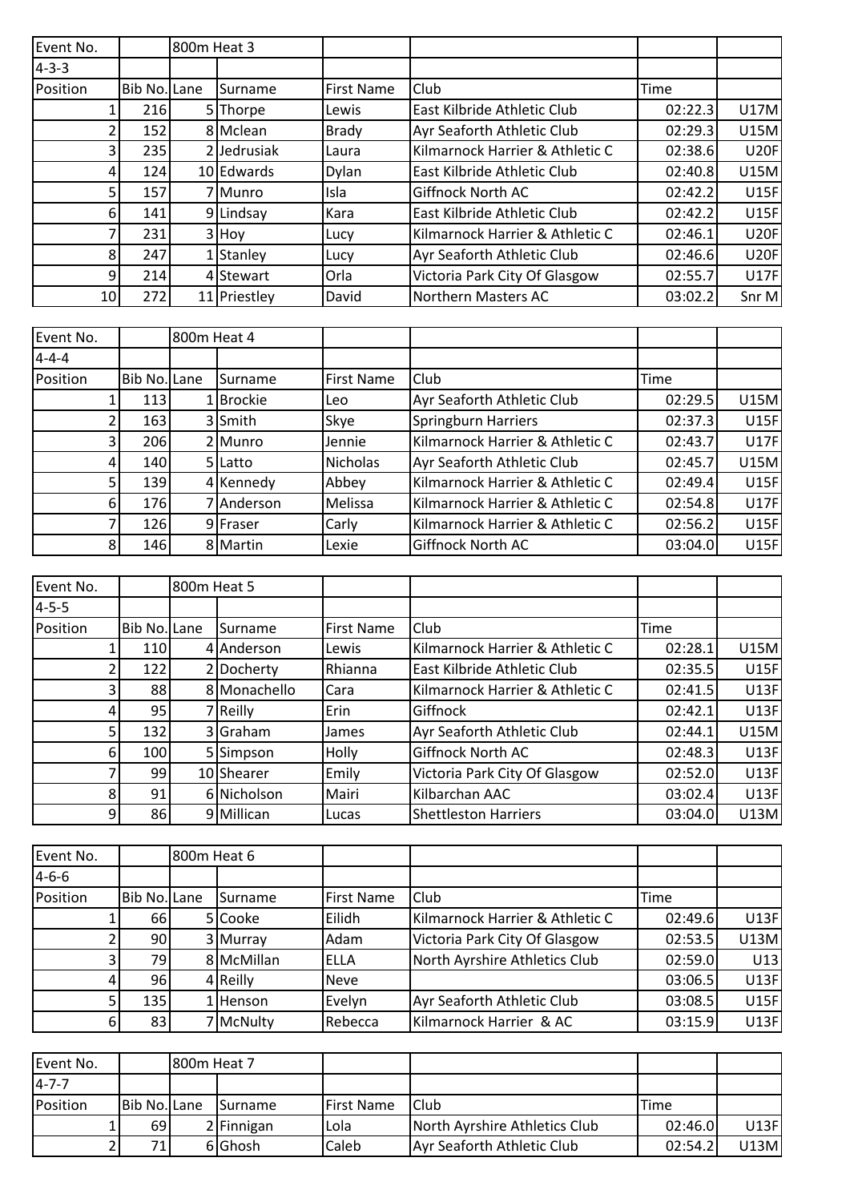| Event No. | | 800m Heat 3 | | | | | |
|---|---|---|---|---|---|---|---|
| 4-3-3 | | | | | | | |
| Position | Bib No. | Lane | Surname | First Name | Club | Time | |
| 1 | 216 | 5 | Thorpe | Lewis | East Kilbride Athletic Club | 02:22.3 | U17M |
| 2 | 152 | 8 | Mclean | Brady | Ayr Seaforth Athletic Club | 02:29.3 | U15M |
| 3 | 235 | 2 | Jedrusiak | Laura | Kilmarnock Harrier & Athletic C | 02:38.6 | U20F |
| 4 | 124 | 10 | Edwards | Dylan | East Kilbride Athletic Club | 02:40.8 | U15M |
| 5 | 157 | 7 | Munro | Isla | Giffnock North AC | 02:42.2 | U15F |
| 6 | 141 | 9 | Lindsay | Kara | East Kilbride Athletic Club | 02:42.2 | U15F |
| 7 | 231 | 3 | Hoy | Lucy | Kilmarnock Harrier & Athletic C | 02:46.1 | U20F |
| 8 | 247 | 1 | Stanley | Lucy | Ayr Seaforth Athletic Club | 02:46.6 | U20F |
| 9 | 214 | 4 | Stewart | Orla | Victoria Park City Of Glasgow | 02:55.7 | U17F |
| 10 | 272 | 11 | Priestley | David | Northern Masters AC | 03:02.2 | Snr M |

| Event No. | | 800m Heat 4 | | | | | |
|---|---|---|---|---|---|---|---|
| 4-4-4 | | | | | | | |
| Position | Bib No. | Lane | Surname | First Name | Club | Time | |
| 1 | 113 | 1 | Brockie | Leo | Ayr Seaforth Athletic Club | 02:29.5 | U15M |
| 2 | 163 | 3 | Smith | Skye | Springburn Harriers | 02:37.3 | U15F |
| 3 | 206 | 2 | Munro | Jennie | Kilmarnock Harrier & Athletic C | 02:43.7 | U17F |
| 4 | 140 | 5 | Latto | Nicholas | Ayr Seaforth Athletic Club | 02:45.7 | U15M |
| 5 | 139 | 4 | Kennedy | Abbey | Kilmarnock Harrier & Athletic C | 02:49.4 | U15F |
| 6 | 176 | 7 | Anderson | Melissa | Kilmarnock Harrier & Athletic C | 02:54.8 | U17F |
| 7 | 126 | 9 | Fraser | Carly | Kilmarnock Harrier & Athletic C | 02:56.2 | U15F |
| 8 | 146 | 8 | Martin | Lexie | Giffnock North AC | 03:04.0 | U15F |

| Event No. | | 800m Heat 5 | | | | | |
|---|---|---|---|---|---|---|---|
| 4-5-5 | | | | | | | |
| Position | Bib No. | Lane | Surname | First Name | Club | Time | |
| 1 | 110 | 4 | Anderson | Lewis | Kilmarnock Harrier & Athletic C | 02:28.1 | U15M |
| 2 | 122 | 2 | Docherty | Rhianna | East Kilbride Athletic Club | 02:35.5 | U15F |
| 3 | 88 | 8 | Monachello | Cara | Kilmarnock Harrier & Athletic C | 02:41.5 | U13F |
| 4 | 95 | 7 | Reilly | Erin | Giffnock | 02:42.1 | U13F |
| 5 | 132 | 3 | Graham | James | Ayr Seaforth Athletic Club | 02:44.1 | U15M |
| 6 | 100 | 5 | Simpson | Holly | Giffnock North AC | 02:48.3 | U13F |
| 7 | 99 | 10 | Shearer | Emily | Victoria Park City Of Glasgow | 02:52.0 | U13F |
| 8 | 91 | 6 | Nicholson | Mairi | Kilbarchan AAC | 03:02.4 | U13F |
| 9 | 86 | 9 | Millican | Lucas | Shettleston Harriers | 03:04.0 | U13M |

| Event No. | | 800m Heat 6 | | | | | |
|---|---|---|---|---|---|---|---|
| 4-6-6 | | | | | | | |
| Position | Bib No. | Lane | Surname | First Name | Club | Time | |
| 1 | 66 | 5 | Cooke | Eilidh | Kilmarnock Harrier & Athletic C | 02:49.6 | U13F |
| 2 | 90 | 3 | Murray | Adam | Victoria Park City Of Glasgow | 02:53.5 | U13M |
| 3 | 79 | 8 | McMillan | ELLA | North Ayrshire Athletics Club | 02:59.0 | U13 |
| 4 | 96 | 4 | Reilly | Neve | | 03:06.5 | U13F |
| 5 | 135 | 1 | Henson | Evelyn | Ayr Seaforth Athletic Club | 03:08.5 | U15F |
| 6 | 83 | 7 | McNulty | Rebecca | Kilmarnock Harrier & AC | 03:15.9 | U13F |

| Event No. | | 800m Heat 7 | | | | | |
|---|---|---|---|---|---|---|---|
| 4-7-7 | | | | | | | |
| Position | Bib No. | Lane | Surname | First Name | Club | Time | |
| 1 | 69 | 2 | Finnigan | Lola | North Ayrshire Athletics Club | 02:46.0 | U13F |
| 2 | 71 | 6 | Ghosh | Caleb | Ayr Seaforth Athletic Club | 02:54.2 | U13M |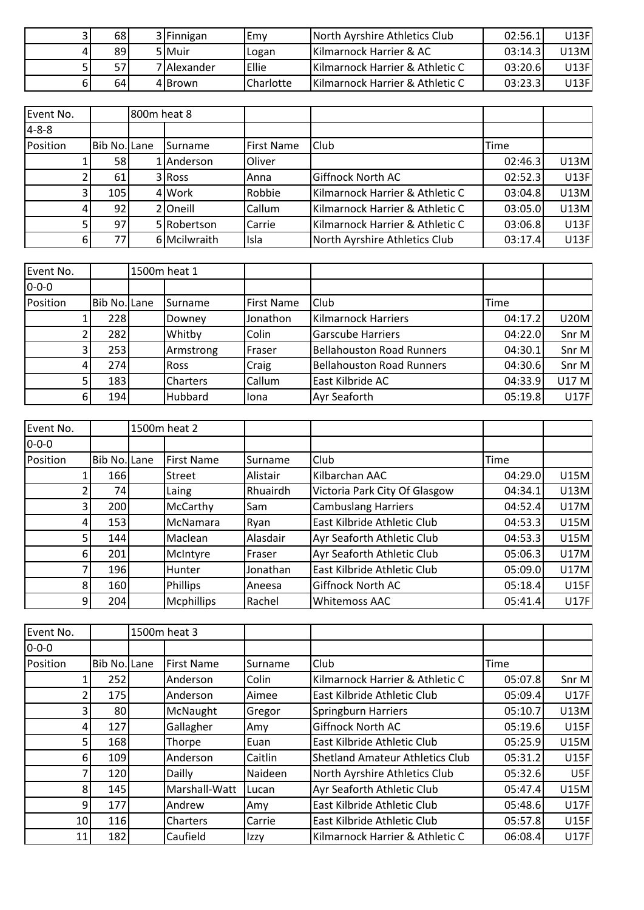| | | | | | | | |
|---|---|---|---|---|---|---|---|
| 3 | 68 | 3 | Finnigan | Emy | North Ayrshire Athletics Club | 02:56.1 | U13F |
| 4 | 89 | 5 | Muir | Logan | Kilmarnock Harrier & AC | 03:14.3 | U13M |
| 5 | 57 | 7 | Alexander | Ellie | Kilmarnock Harrier & Athletic C | 03:20.6 | U13F |
| 6 | 64 | 4 | Brown | Charlotte | Kilmarnock Harrier & Athletic C | 03:23.3 | U13F |

| Event No. | | 800m heat 8 | | | | | |
|---|---|---|---|---|---|---|---|
| 4-8-8 | | | | | | | |
| Position | Bib No. | Lane | Surname | First Name | Club | Time | |
| 1 | 58 | 1 | Anderson | Oliver | | 02:46.3 | U13M |
| 2 | 61 | 3 | Ross | Anna | Giffnock North AC | 02:52.3 | U13F |
| 3 | 105 | 4 | Work | Robbie | Kilmarnock Harrier & Athletic C | 03:04.8 | U13M |
| 4 | 92 | 2 | Oneill | Callum | Kilmarnock Harrier & Athletic C | 03:05.0 | U13M |
| 5 | 97 | 5 | Robertson | Carrie | Kilmarnock Harrier & Athletic C | 03:06.8 | U13F |
| 6 | 77 | 6 | Mcilwraith | Isla | North Ayrshire Athletics Club | 03:17.4 | U13F |

| Event No. | | 1500m heat 1 | | | | | |
|---|---|---|---|---|---|---|---|
| 0-0-0 | | | | | | | |
| Position | Bib No. | Lane | Surname | First Name | Club | Time | |
| 1 | 228 | | Downey | Jonathon | Kilmarnock Harriers | 04:17.2 | U20M |
| 2 | 282 | | Whitby | Colin | Garscube Harriers | 04:22.0 | Snr M |
| 3 | 253 | | Armstrong | Fraser | Bellahouston Road Runners | 04:30.1 | Snr M |
| 4 | 274 | | Ross | Craig | Bellahouston Road Runners | 04:30.6 | Snr M |
| 5 | 183 | | Charters | Callum | East Kilbride AC | 04:33.9 | U17 M |
| 6 | 194 | | Hubbard | Iona | Ayr Seaforth | 05:19.8 | U17F |

| Event No. | | 1500m heat 2 | | | | | |
|---|---|---|---|---|---|---|---|
| 0-0-0 | | | | | | | |
| Position | Bib No. | Lane | First Name | Surname | Club | Time | |
| 1 | 166 | | Street | Alistair | Kilbarchan AAC | 04:29.0 | U15M |
| 2 | 74 | | Laing | Rhuairdh | Victoria Park City Of Glasgow | 04:34.1 | U13M |
| 3 | 200 | | McCarthy | Sam | Cambuslang Harriers | 04:52.4 | U17M |
| 4 | 153 | | McNamara | Ryan | East Kilbride Athletic Club | 04:53.3 | U15M |
| 5 | 144 | | Maclean | Alasdair | Ayr Seaforth Athletic Club | 04:53.3 | U15M |
| 6 | 201 | | McIntyre | Fraser | Ayr Seaforth Athletic Club | 05:06.3 | U17M |
| 7 | 196 | | Hunter | Jonathan | East Kilbride Athletic Club | 05:09.0 | U17M |
| 8 | 160 | | Phillips | Aneesa | Giffnock North AC | 05:18.4 | U15F |
| 9 | 204 | | Mcphillips | Rachel | Whitemoss AAC | 05:41.4 | U17F |

| Event No. | | 1500m heat 3 | | | | | |
|---|---|---|---|---|---|---|---|
| 0-0-0 | | | | | | | |
| Position | Bib No. | Lane | First Name | Surname | Club | Time | |
| 1 | 252 | | Anderson | Colin | Kilmarnock Harrier & Athletic C | 05:07.8 | Snr M |
| 2 | 175 | | Anderson | Aimee | East Kilbride Athletic Club | 05:09.4 | U17F |
| 3 | 80 | | McNaught | Gregor | Springburn Harriers | 05:10.7 | U13M |
| 4 | 127 | | Gallagher | Amy | Giffnock North AC | 05:19.6 | U15F |
| 5 | 168 | | Thorpe | Euan | East Kilbride Athletic Club | 05:25.9 | U15M |
| 6 | 109 | | Anderson | Caitlin | Shetland Amateur Athletics Club | 05:31.2 | U15F |
| 7 | 120 | | Dailly | Naideen | North Ayrshire Athletics Club | 05:32.6 | U5F |
| 8 | 145 | | Marshall-Watt | Lucan | Ayr Seaforth Athletic Club | 05:47.4 | U15M |
| 9 | 177 | | Andrew | Amy | East Kilbride Athletic Club | 05:48.6 | U17F |
| 10 | 116 | | Charters | Carrie | East Kilbride Athletic Club | 05:57.8 | U15F |
| 11 | 182 | | Caufield | Izzy | Kilmarnock Harrier & Athletic C | 06:08.4 | U17F |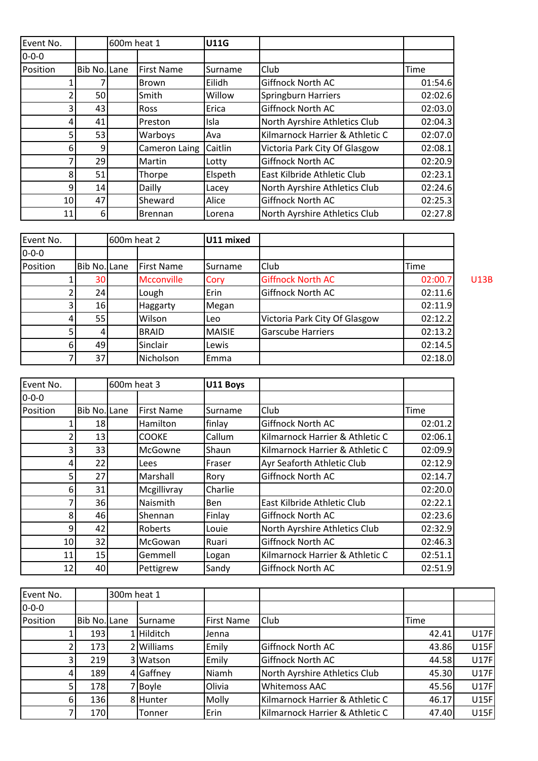| Event No. | | 600m heat 1 | | U11G | | |
|---|---|---|---|---|---|---|
| 0-0-0 | | | | | | |
| Position | Bib No. | Lane | First Name | Surname | Club | Time |
| 1 | 7 | | Brown | Eilidh | Giffnock North AC | 01:54.6 |
| 2 | 50 | | Smith | Willow | Springburn Harriers | 02:02.6 |
| 3 | 43 | | Ross | Erica | Giffnock North AC | 02:03.0 |
| 4 | 41 | | Preston | Isla | North Ayrshire Athletics Club | 02:04.3 |
| 5 | 53 | | Warboys | Ava | Kilmarnock Harrier & Athletic C | 02:07.0 |
| 6 | 9 | | Cameron Laing | Caitlin | Victoria Park City Of Glasgow | 02:08.1 |
| 7 | 29 | | Martin | Lotty | Giffnock North AC | 02:20.9 |
| 8 | 51 | | Thorpe | Elspeth | East Kilbride Athletic Club | 02:23.1 |
| 9 | 14 | | Dailly | Lacey | North Ayrshire Athletics Club | 02:24.6 |
| 10 | 47 | | Sheward | Alice | Giffnock North AC | 02:25.3 |
| 11 | 6 | | Brennan | Lorena | North Ayrshire Athletics Club | 02:27.8 |

| Event No. | | 600m heat 2 | | U11 mixed | | | |
|---|---|---|---|---|---|---|---|
| 0-0-0 | | | | | | | |
| Position | Bib No. | Lane | First Name | Surname | Club | Time | |
| 1 | 30 | | Mcconville | Cory | Giffnock North AC | 02:00.7 | U13B |
| 2 | 24 | | Lough | Erin | Giffnock North AC | 02:11.6 | |
| 3 | 16 | | Haggarty | Megan | | 02:11.9 | |
| 4 | 55 | | Wilson | Leo | Victoria Park City Of Glasgow | 02:12.2 | |
| 5 | 4 | | BRAID | MAISIE | Garscube Harriers | 02:13.2 | |
| 6 | 49 | | Sinclair | Lewis | | 02:14.5 | |
| 7 | 37 | | Nicholson | Emma | | 02:18.0 | |

| Event No. | | 600m heat 3 | | U11 Boys | | |
|---|---|---|---|---|---|---|
| 0-0-0 | | | | | | |
| Position | Bib No. | Lane | First Name | Surname | Club | Time |
| 1 | 18 | | Hamilton | finlay | Giffnock North AC | 02:01.2 |
| 2 | 13 | | COOKE | Callum | Kilmarnock Harrier & Athletic C | 02:06.1 |
| 3 | 33 | | McGowne | Shaun | Kilmarnock Harrier & Athletic C | 02:09.9 |
| 4 | 22 | | Lees | Fraser | Ayr Seaforth Athletic Club | 02:12.9 |
| 5 | 27 | | Marshall | Rory | Giffnock North AC | 02:14.7 |
| 6 | 31 | | Mcgillivray | Charlie | | 02:20.0 |
| 7 | 36 | | Naismith | Ben | East Kilbride Athletic Club | 02:22.1 |
| 8 | 46 | | Shennan | Finlay | Giffnock North AC | 02:23.6 |
| 9 | 42 | | Roberts | Louie | North Ayrshire Athletics Club | 02:32.9 |
| 10 | 32 | | McGowan | Ruari | Giffnock North AC | 02:46.3 |
| 11 | 15 | | Gemmell | Logan | Kilmarnock Harrier & Athletic C | 02:51.1 |
| 12 | 40 | | Pettigrew | Sandy | Giffnock North AC | 02:51.9 |

| Event No. | | 300m heat 1 | | | | | |
|---|---|---|---|---|---|---|---|
| 0-0-0 | | | | | | | |
| Position | Bib No. | Lane | Surname | First Name | Club | Time | |
| 1 | 193 | 1 | Hilditch | Jenna | | 42.41 | U17F |
| 2 | 173 | 2 | Williams | Emily | Giffnock North AC | 43.86 | U15F |
| 3 | 219 | 3 | Watson | Emily | Giffnock North AC | 44.58 | U17F |
| 4 | 189 | 4 | Gaffney | Niamh | North Ayrshire Athletics Club | 45.30 | U17F |
| 5 | 178 | 7 | Boyle | Olivia | Whitemoss AAC | 45.56 | U17F |
| 6 | 136 | 8 | Hunter | Molly | Kilmarnock Harrier & Athletic C | 46.17 | U15F |
| 7 | 170 | | Tonner | Erin | Kilmarnock Harrier & Athletic C | 47.40 | U15F |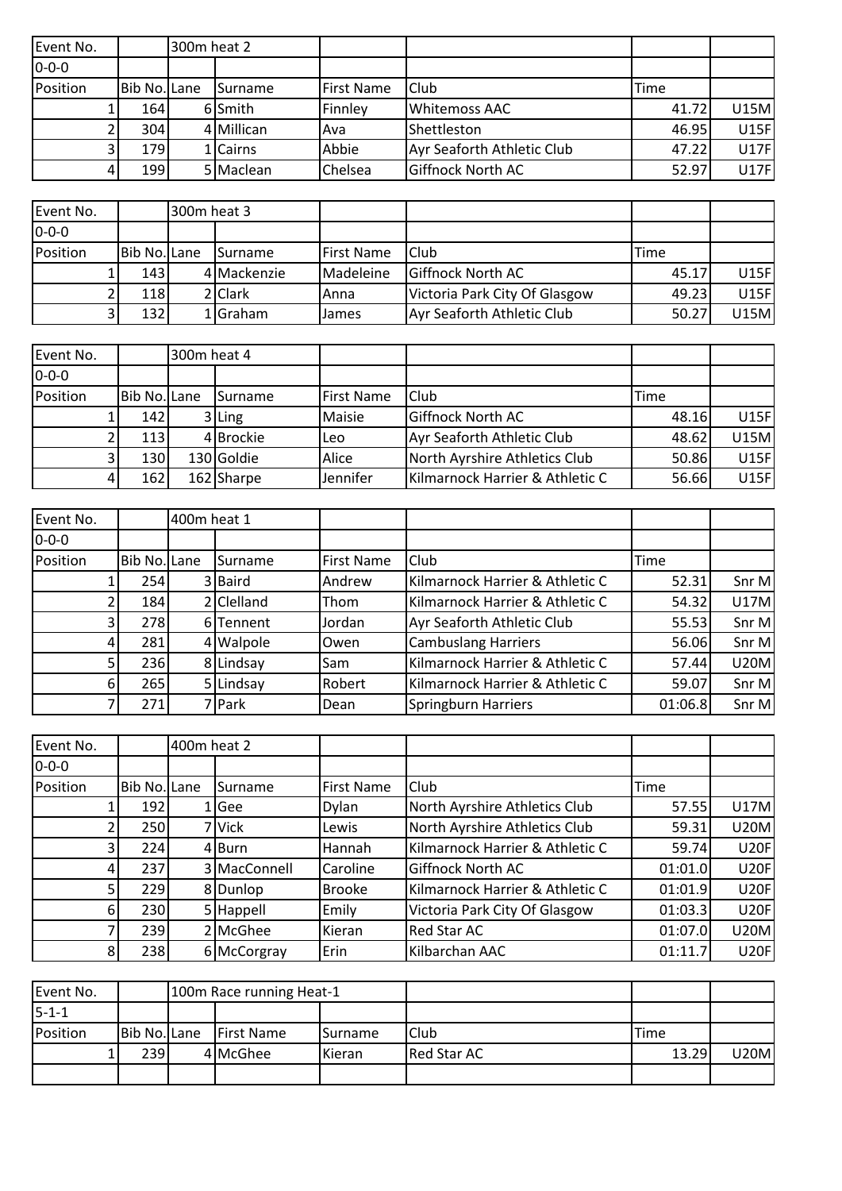| Event No. | | 300m heat 2 | | | | | |
|---|---|---|---|---|---|---|---|
| 0-0-0 | | | | | | | |
| Position | Bib No. | Lane | Surname | First Name | Club | Time | |
| 1 | 164 | 6 | Smith | Finnley | Whitemoss AAC | 41.72 | U15M |
| 2 | 304 | 4 | Millican | Ava | Shettleston | 46.95 | U15F |
| 3 | 179 | 1 | Cairns | Abbie | Ayr Seaforth Athletic Club | 47.22 | U17F |
| 4 | 199 | 5 | Maclean | Chelsea | Giffnock North AC | 52.97 | U17F |

| Event No. | | 300m heat 3 | | | | | |
|---|---|---|---|---|---|---|---|
| 0-0-0 | | | | | | | |
| Position | Bib No. | Lane | Surname | First Name | Club | Time | |
| 1 | 143 | 4 | Mackenzie | Madeleine | Giffnock North AC | 45.17 | U15F |
| 2 | 118 | 2 | Clark | Anna | Victoria Park City Of Glasgow | 49.23 | U15F |
| 3 | 132 | 1 | Graham | James | Ayr Seaforth Athletic Club | 50.27 | U15M |

| Event No. | | 300m heat 4 | | | | | |
|---|---|---|---|---|---|---|---|
| 0-0-0 | | | | | | | |
| Position | Bib No. | Lane | Surname | First Name | Club | Time | |
| 1 | 142 | 3 | Ling | Maisie | Giffnock North AC | 48.16 | U15F |
| 2 | 113 | 4 | Brockie | Leo | Ayr Seaforth Athletic Club | 48.62 | U15M |
| 3 | 130 | 130 | Goldie | Alice | North Ayrshire Athletics Club | 50.86 | U15F |
| 4 | 162 | 162 | Sharpe | Jennifer | Kilmarnock Harrier & Athletic C | 56.66 | U15F |

| Event No. | | 400m heat 1 | | | | | |
|---|---|---|---|---|---|---|---|
| 0-0-0 | | | | | | | |
| Position | Bib No. | Lane | Surname | First Name | Club | Time | |
| 1 | 254 | 3 | Baird | Andrew | Kilmarnock Harrier & Athletic C | 52.31 | Snr M |
| 2 | 184 | 2 | Clelland | Thom | Kilmarnock Harrier & Athletic C | 54.32 | U17M |
| 3 | 278 | 6 | Tennent | Jordan | Ayr Seaforth Athletic Club | 55.53 | Snr M |
| 4 | 281 | 4 | Walpole | Owen | Cambuslang Harriers | 56.06 | Snr M |
| 5 | 236 | 8 | Lindsay | Sam | Kilmarnock Harrier & Athletic C | 57.44 | U20M |
| 6 | 265 | 5 | Lindsay | Robert | Kilmarnock Harrier & Athletic C | 59.07 | Snr M |
| 7 | 271 | 7 | Park | Dean | Springburn Harriers | 01:06.8 | Snr M |

| Event No. | | 400m heat 2 | | | | | |
|---|---|---|---|---|---|---|---|
| 0-0-0 | | | | | | | |
| Position | Bib No. | Lane | Surname | First Name | Club | Time | |
| 1 | 192 | 1 | Gee | Dylan | North Ayrshire Athletics Club | 57.55 | U17M |
| 2 | 250 | 7 | Vick | Lewis | North Ayrshire Athletics Club | 59.31 | U20M |
| 3 | 224 | 4 | Burn | Hannah | Kilmarnock Harrier & Athletic C | 59.74 | U20F |
| 4 | 237 | 3 | MacConnell | Caroline | Giffnock North AC | 01:01.0 | U20F |
| 5 | 229 | 8 | Dunlop | Brooke | Kilmarnock Harrier & Athletic C | 01:01.9 | U20F |
| 6 | 230 | 5 | Happell | Emily | Victoria Park City Of Glasgow | 01:03.3 | U20F |
| 7 | 239 | 2 | McGhee | Kieran | Red Star AC | 01:07.0 | U20M |
| 8 | 238 | 6 | McCorgray | Erin | Kilbarchan AAC | 01:11.7 | U20F |

| Event No. | | 100m Race running Heat-1 | | | | | |
|---|---|---|---|---|---|---|---|
| 5-1-1 | | | | | | | |
| Position | Bib No. | Lane | First Name | Surname | Club | Time | |
| 1 | 239 | 4 | McGhee | Kieran | Red Star AC | 13.29 | U20M |
| | | | | | | | |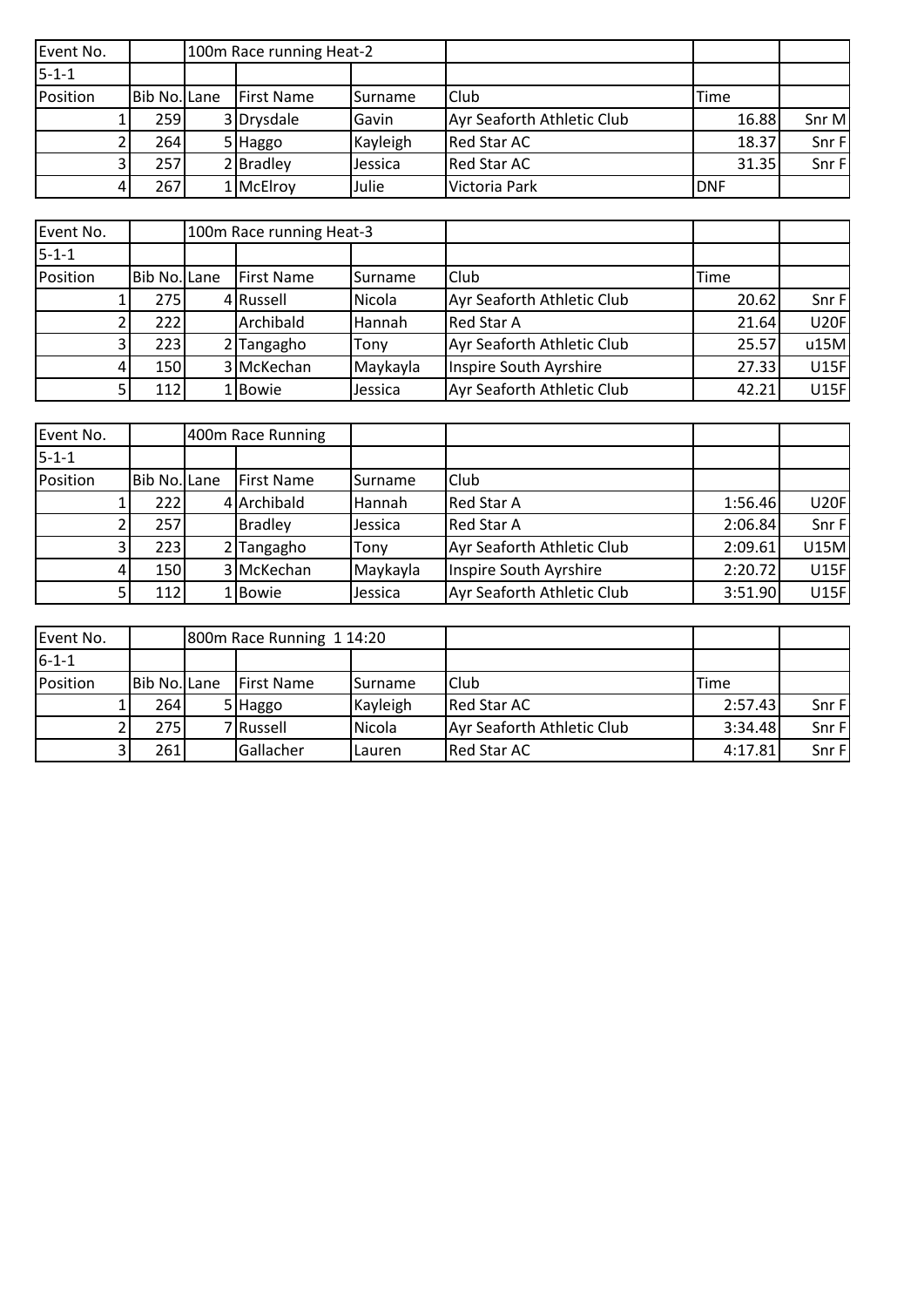| Event No. | | 100m Race running Heat-2 | | | | | |
|---|---|---|---|---|---|---|---|
| 5-1-1 | | | | | | | |
| Position | Bib No. | Lane | First Name | Surname | Club | Time | |
| 1 | 259 | 3 | Drysdale | Gavin | Ayr Seaforth Athletic Club | 16.88 | Snr M |
| 2 | 264 | 5 | Haggo | Kayleigh | Red Star AC | 18.37 | Snr F |
| 3 | 257 | 2 | Bradley | Jessica | Red Star AC | 31.35 | Snr F |
| 4 | 267 | 1 | McElroy | Julie | Victoria Park | DNF | |

| Event No. | | 100m Race running Heat-3 | | | | | |
|---|---|---|---|---|---|---|---|
| 5-1-1 | | | | | | | |
| Position | Bib No. | Lane | First Name | Surname | Club | Time | |
| 1 | 275 | 4 | Russell | Nicola | Ayr Seaforth Athletic Club | 20.62 | Snr F |
| 2 | 222 | | Archibald | Hannah | Red Star A | 21.64 | U20F |
| 3 | 223 | 2 | Tangagho | Tony | Ayr Seaforth Athletic Club | 25.57 | u15M |
| 4 | 150 | 3 | McKechan | Maykayla | Inspire South Ayrshire | 27.33 | U15F |
| 5 | 112 | 1 | Bowie | Jessica | Ayr Seaforth Athletic Club | 42.21 | U15F |

| Event No. | | 400m Race Running | | | | | |
|---|---|---|---|---|---|---|---|
| 5-1-1 | | | | | | | |
| Position | Bib No. | Lane | First Name | Surname | Club | | |
| 1 | 222 | 4 | Archibald | Hannah | Red Star A | 1:56.46 | U20F |
| 2 | 257 | | Bradley | Jessica | Red Star A | 2:06.84 | Snr F |
| 3 | 223 | 2 | Tangagho | Tony | Ayr Seaforth Athletic Club | 2:09.61 | U15M |
| 4 | 150 | 3 | McKechan | Maykayla | Inspire South Ayrshire | 2:20.72 | U15F |
| 5 | 112 | 1 | Bowie | Jessica | Ayr Seaforth Athletic Club | 3:51.90 | U15F |

| Event No. | | 800m Race Running 1 14:20 | | | | | |
|---|---|---|---|---|---|---|---|
| 6-1-1 | | | | | | | |
| Position | Bib No. | Lane | First Name | Surname | Club | Time | |
| 1 | 264 | 5 | Haggo | Kayleigh | Red Star AC | 2:57.43 | Snr F |
| 2 | 275 | 7 | Russell | Nicola | Ayr Seaforth Athletic Club | 3:34.48 | Snr F |
| 3 | 261 | | Gallacher | Lauren | Red Star AC | 4:17.81 | Snr F |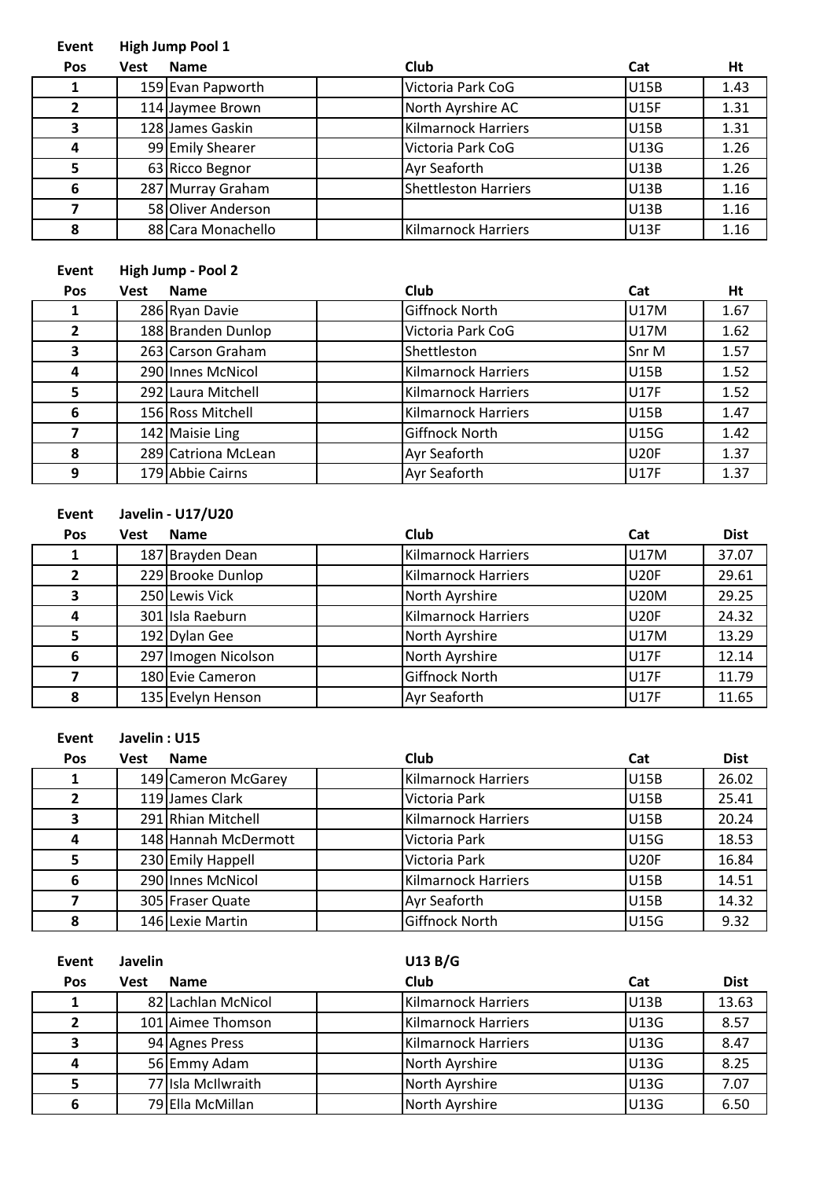**Event** **High Jump Pool 1**

| Pos | Vest | Name | | Club | Cat | Ht |
|---|---|---|---|---|---|---|
| 1 | 159 | Evan Papworth | | Victoria Park CoG | U15B | 1.43 |
| 2 | 114 | Jaymee Brown | | North Ayrshire AC | U15F | 1.31 |
| 3 | 128 | James Gaskin | | Kilmarnock Harriers | U15B | 1.31 |
| 4 | 99 | Emily Shearer | | Victoria Park CoG | U13G | 1.26 |
| 5 | 63 | Ricco Begnor | | Ayr Seaforth | U13B | 1.26 |
| 6 | 287 | Murray Graham | | Shettleston Harriers | U13B | 1.16 |
| 7 | 58 | Oliver Anderson | | | U13B | 1.16 |
| 8 | 88 | Cara Monachello | | Kilmarnock Harriers | U13F | 1.16 |

**Event** **High Jump - Pool 2**

| Pos | Vest | Name | | Club | Cat | Ht |
|---|---|---|---|---|---|---|
| 1 | 286 | Ryan Davie | | Giffnock North | U17M | 1.67 |
| 2 | 188 | Branden Dunlop | | Victoria Park CoG | U17M | 1.62 |
| 3 | 263 | Carson Graham | | Shettleston | Snr M | 1.57 |
| 4 | 290 | Innes McNicol | | Kilmarnock Harriers | U15B | 1.52 |
| 5 | 292 | Laura Mitchell | | Kilmarnock Harriers | U17F | 1.52 |
| 6 | 156 | Ross Mitchell | | Kilmarnock Harriers | U15B | 1.47 |
| 7 | 142 | Maisie Ling | | Giffnock North | U15G | 1.42 |
| 8 | 289 | Catriona McLean | | Ayr Seaforth | U20F | 1.37 |
| 9 | 179 | Abbie Cairns | | Ayr Seaforth | U17F | 1.37 |

**Event** **Javelin - U17/U20**

| Pos | Vest | Name | | Club | Cat | Dist |
|---|---|---|---|---|---|---|
| 1 | 187 | Brayden Dean | | Kilmarnock Harriers | U17M | 37.07 |
| 2 | 229 | Brooke Dunlop | | Kilmarnock Harriers | U20F | 29.61 |
| 3 | 250 | Lewis Vick | | North Ayrshire | U20M | 29.25 |
| 4 | 301 | Isla Raeburn | | Kilmarnock Harriers | U20F | 24.32 |
| 5 | 192 | Dylan Gee | | North Ayrshire | U17M | 13.29 |
| 6 | 297 | Imogen Nicolson | | North Ayrshire | U17F | 12.14 |
| 7 | 180 | Evie Cameron | | Giffnock North | U17F | 11.79 |
| 8 | 135 | Evelyn Henson | | Ayr Seaforth | U17F | 11.65 |

**Event** **Javelin : U15**

| Pos | Vest | Name | | Club | Cat | Dist |
|---|---|---|---|---|---|---|
| 1 | 149 | Cameron McGarey | | Kilmarnock Harriers | U15B | 26.02 |
| 2 | 119 | James Clark | | Victoria Park | U15B | 25.41 |
| 3 | 291 | Rhian Mitchell | | Kilmarnock Harriers | U15B | 20.24 |
| 4 | 148 | Hannah McDermott | | Victoria Park | U15G | 18.53 |
| 5 | 230 | Emily Happell | | Victoria Park | U20F | 16.84 |
| 6 | 290 | Innes McNicol | | Kilmarnock Harriers | U15B | 14.51 |
| 7 | 305 | Fraser Quate | | Ayr Seaforth | U15B | 14.32 |
| 8 | 146 | Lexie Martin | | Giffnock North | U15G | 9.32 |

**Event** **Javelin** **U13 B/G**

| Pos | Vest | Name | | Club | Cat | Dist |
|---|---|---|---|---|---|---|
| 1 | 82 | Lachlan McNicol | | Kilmarnock Harriers | U13B | 13.63 |
| 2 | 101 | Aimee Thomson | | Kilmarnock Harriers | U13G | 8.57 |
| 3 | 94 | Agnes Press | | Kilmarnock Harriers | U13G | 8.47 |
| 4 | 56 | Emmy Adam | | North Ayrshire | U13G | 8.25 |
| 5 | 77 | Isla McIlwraith | | North Ayrshire | U13G | 7.07 |
| 6 | 79 | Ella McMillan | | North Ayrshire | U13G | 6.50 |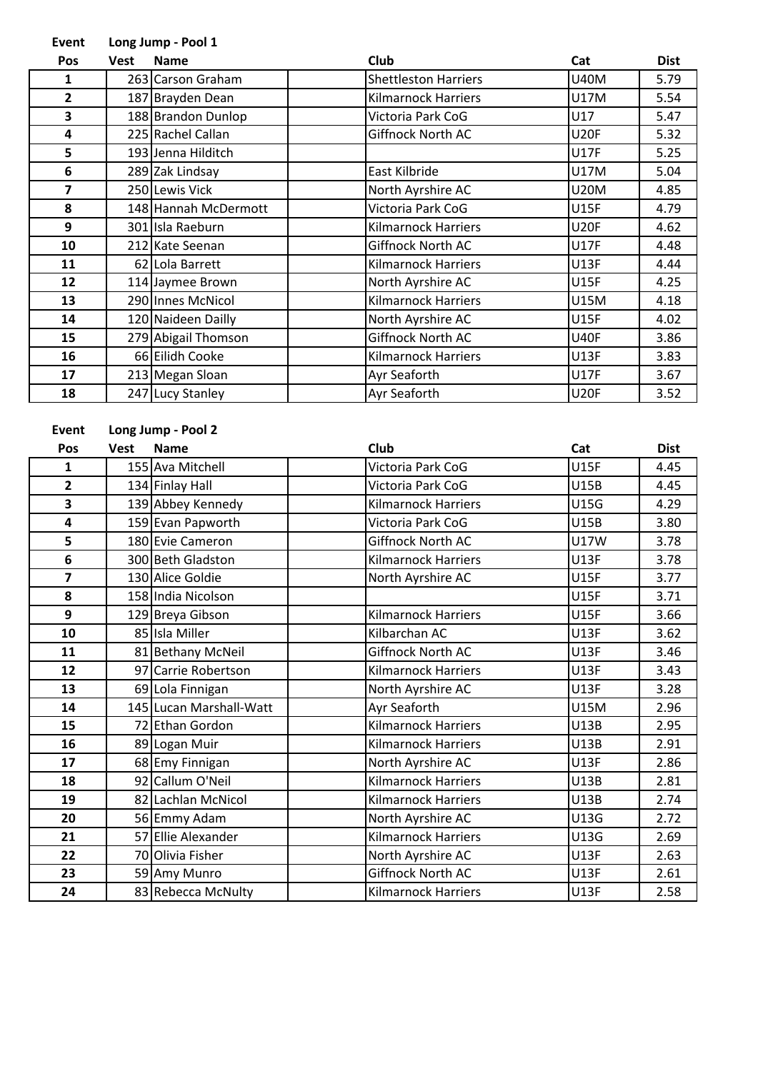**Event** **Long Jump - Pool 1**

| Pos | Vest | Name | | Club | Cat | Dist |
|---|---|---|---|---|---|---|
| 1 | 263 | Carson Graham | | Shettleston Harriers | U40M | 5.79 |
| 2 | 187 | Brayden Dean | | Kilmarnock Harriers | U17M | 5.54 |
| 3 | 188 | Brandon Dunlop | | Victoria Park CoG | U17 | 5.47 |
| 4 | 225 | Rachel Callan | | Giffnock North AC | U20F | 5.32 |
| 5 | 193 | Jenna Hilditch | | | U17F | 5.25 |
| 6 | 289 | Zak Lindsay | | East Kilbride | U17M | 5.04 |
| 7 | 250 | Lewis Vick | | North Ayrshire AC | U20M | 4.85 |
| 8 | 148 | Hannah McDermott | | Victoria Park CoG | U15F | 4.79 |
| 9 | 301 | Isla Raeburn | | Kilmarnock Harriers | U20F | 4.62 |
| 10 | 212 | Kate Seenan | | Giffnock North AC | U17F | 4.48 |
| 11 | 62 | Lola Barrett | | Kilmarnock Harriers | U13F | 4.44 |
| 12 | 114 | Jaymee Brown | | North Ayrshire AC | U15F | 4.25 |
| 13 | 290 | Innes McNicol | | Kilmarnock Harriers | U15M | 4.18 |
| 14 | 120 | Naideen Dailly | | North Ayrshire AC | U15F | 4.02 |
| 15 | 279 | Abigail Thomson | | Giffnock North AC | U40F | 3.86 |
| 16 | 66 | Eilidh Cooke | | Kilmarnock Harriers | U13F | 3.83 |
| 17 | 213 | Megan Sloan | | Ayr Seaforth | U17F | 3.67 |
| 18 | 247 | Lucy Stanley | | Ayr Seaforth | U20F | 3.52 |

**Event** **Long Jump - Pool 2**

| Pos | Vest | Name | | Club | Cat | Dist |
|---|---|---|---|---|---|---|
| 1 | 155 | Ava Mitchell | | Victoria Park CoG | U15F | 4.45 |
| 2 | 134 | Finlay Hall | | Victoria Park CoG | U15B | 4.45 |
| 3 | 139 | Abbey Kennedy | | Kilmarnock Harriers | U15G | 4.29 |
| 4 | 159 | Evan Papworth | | Victoria Park CoG | U15B | 3.80 |
| 5 | 180 | Evie Cameron | | Giffnock North AC | U17W | 3.78 |
| 6 | 300 | Beth Gladston | | Kilmarnock Harriers | U13F | 3.78 |
| 7 | 130 | Alice Goldie | | North Ayrshire AC | U15F | 3.77 |
| 8 | 158 | India Nicolson | | | U15F | 3.71 |
| 9 | 129 | Breya Gibson | | Kilmarnock Harriers | U15F | 3.66 |
| 10 | 85 | Isla Miller | | Kilbarchan AC | U13F | 3.62 |
| 11 | 81 | Bethany McNeil | | Giffnock North AC | U13F | 3.46 |
| 12 | 97 | Carrie Robertson | | Kilmarnock Harriers | U13F | 3.43 |
| 13 | 69 | Lola Finnigan | | North Ayrshire AC | U13F | 3.28 |
| 14 | 145 | Lucan Marshall-Watt | | Ayr Seaforth | U15M | 2.96 |
| 15 | 72 | Ethan Gordon | | Kilmarnock Harriers | U13B | 2.95 |
| 16 | 89 | Logan Muir | | Kilmarnock Harriers | U13B | 2.91 |
| 17 | 68 | Emy Finnigan | | North Ayrshire AC | U13F | 2.86 |
| 18 | 92 | Callum O'Neil | | Kilmarnock Harriers | U13B | 2.81 |
| 19 | 82 | Lachlan McNicol | | Kilmarnock Harriers | U13B | 2.74 |
| 20 | 56 | Emmy Adam | | North Ayrshire AC | U13G | 2.72 |
| 21 | 57 | Ellie Alexander | | Kilmarnock Harriers | U13G | 2.69 |
| 22 | 70 | Olivia Fisher | | North Ayrshire AC | U13F | 2.63 |
| 23 | 59 | Amy Munro | | Giffnock North AC | U13F | 2.61 |
| 24 | 83 | Rebecca McNulty | | Kilmarnock Harriers | U13F | 2.58 |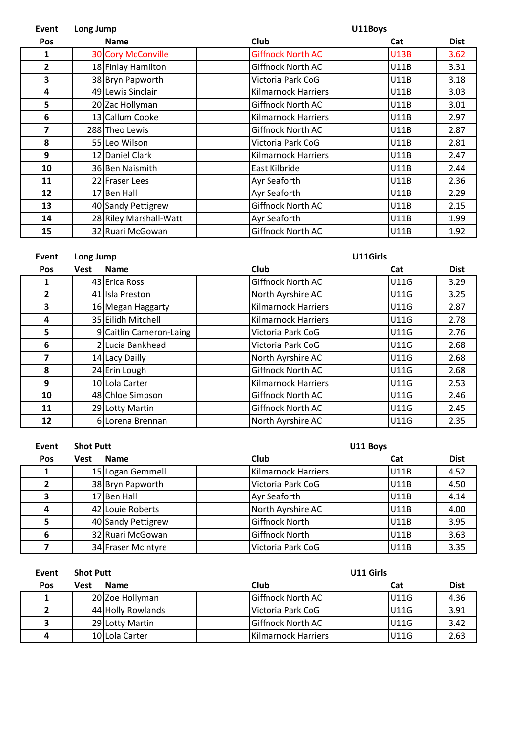**Event** **Long Jump** **U11Boys**

| Pos | | Name | Club | Cat | Dist |
|---|---|---|---|---|---|
| 1 | 30 | Cory McConville | Giffnock North AC | U13B | 3.62 |
| 2 | 18 | Finlay Hamilton | Giffnock North AC | U11B | 3.31 |
| 3 | 38 | Bryn Papworth | Victoria Park CoG | U11B | 3.18 |
| 4 | 49 | Lewis Sinclair | Kilmarnock Harriers | U11B | 3.03 |
| 5 | 20 | Zac Hollyman | Giffnock North AC | U11B | 3.01 |
| 6 | 13 | Callum Cooke | Kilmarnock Harriers | U11B | 2.97 |
| 7 | 288 | Theo Lewis | Giffnock North AC | U11B | 2.87 |
| 8 | 55 | Leo Wilson | Victoria Park CoG | U11B | 2.81 |
| 9 | 12 | Daniel Clark | Kilmarnock Harriers | U11B | 2.47 |
| 10 | 36 | Ben Naismith | East Kilbride | U11B | 2.44 |
| 11 | 22 | Fraser Lees | Ayr Seaforth | U11B | 2.36 |
| 12 | 17 | Ben Hall | Ayr Seaforth | U11B | 2.29 |
| 13 | 40 | Sandy Pettigrew | Giffnock North AC | U11B | 2.15 |
| 14 | 28 | Riley Marshall-Watt | Ayr Seaforth | U11B | 1.99 |
| 15 | 32 | Ruari McGowan | Giffnock North AC | U11B | 1.92 |

**Event** **Long Jump** **U11Girls**

| Pos | Vest | Name | Club | Cat | Dist |
|---|---|---|---|---|---|
| 1 | 43 | Erica Ross | Giffnock North AC | U11G | 3.29 |
| 2 | 41 | Isla Preston | North Ayrshire AC | U11G | 3.25 |
| 3 | 16 | Megan Haggarty | Kilmarnock Harriers | U11G | 2.87 |
| 4 | 35 | Eilidh Mitchell | Kilmarnock Harriers | U11G | 2.78 |
| 5 | 9 | Caitlin Cameron-Laing | Victoria Park CoG | U11G | 2.76 |
| 6 | 2 | Lucia Bankhead | Victoria Park CoG | U11G | 2.68 |
| 7 | 14 | Lacy Dailly | North Ayrshire AC | U11G | 2.68 |
| 8 | 24 | Erin Lough | Giffnock North AC | U11G | 2.68 |
| 9 | 10 | Lola Carter | Kilmarnock Harriers | U11G | 2.53 |
| 10 | 48 | Chloe Simpson | Giffnock North AC | U11G | 2.46 |
| 11 | 29 | Lotty Martin | Giffnock North AC | U11G | 2.45 |
| 12 | 6 | Lorena Brennan | North Ayrshire AC | U11G | 2.35 |

**Event** **Shot Putt** **U11 Boys**

| Pos | Vest | Name | Club | Cat | Dist |
|---|---|---|---|---|---|
| 1 | 15 | Logan Gemmell | Kilmarnock Harriers | U11B | 4.52 |
| 2 | 38 | Bryn Papworth | Victoria Park CoG | U11B | 4.50 |
| 3 | 17 | Ben Hall | Ayr Seaforth | U11B | 4.14 |
| 4 | 42 | Louie Roberts | North Ayrshire AC | U11B | 4.00 |
| 5 | 40 | Sandy Pettigrew | Giffnock North | U11B | 3.95 |
| 6 | 32 | Ruari McGowan | Giffnock North | U11B | 3.63 |
| 7 | 34 | Fraser McIntyre | Victoria Park CoG | U11B | 3.35 |

**Event** **Shot Putt** **U11 Girls**

| Pos | Vest | Name | Club | Cat | Dist |
|---|---|---|---|---|---|
| 1 | 20 | Zoe Hollyman | Giffnock North AC | U11G | 4.36 |
| 2 | 44 | Holly Rowlands | Victoria Park CoG | U11G | 3.91 |
| 3 | 29 | Lotty Martin | Giffnock North AC | U11G | 3.42 |
| 4 | 10 | Lola Carter | Kilmarnock Harriers | U11G | 2.63 |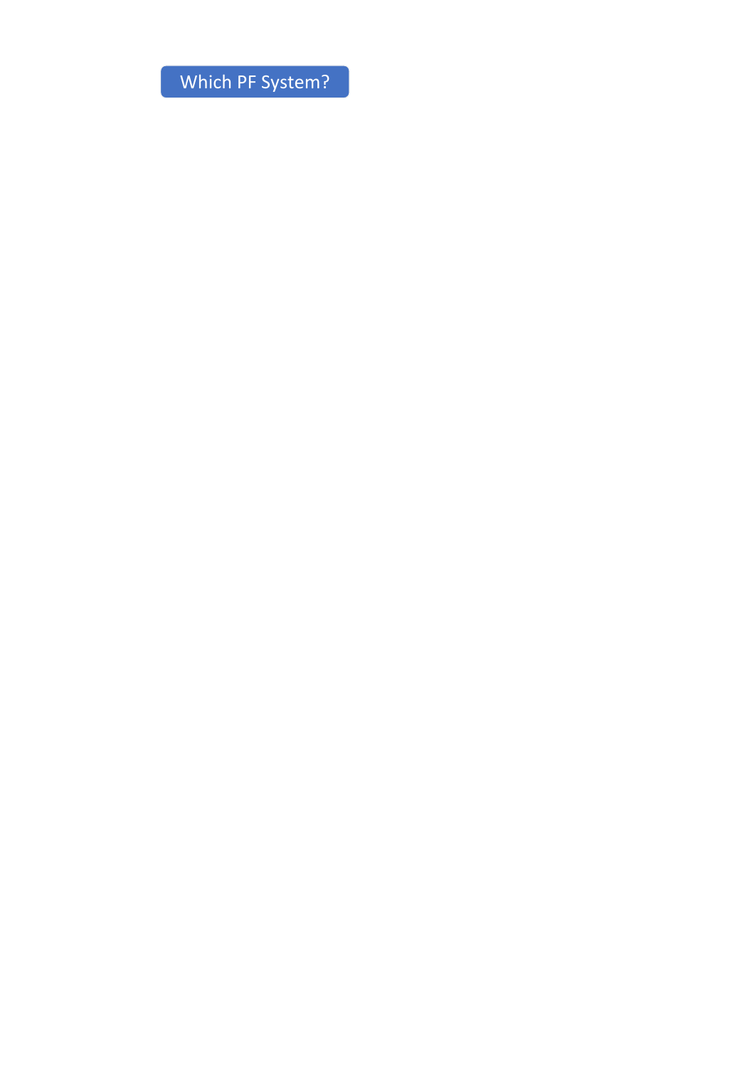Which PF System?